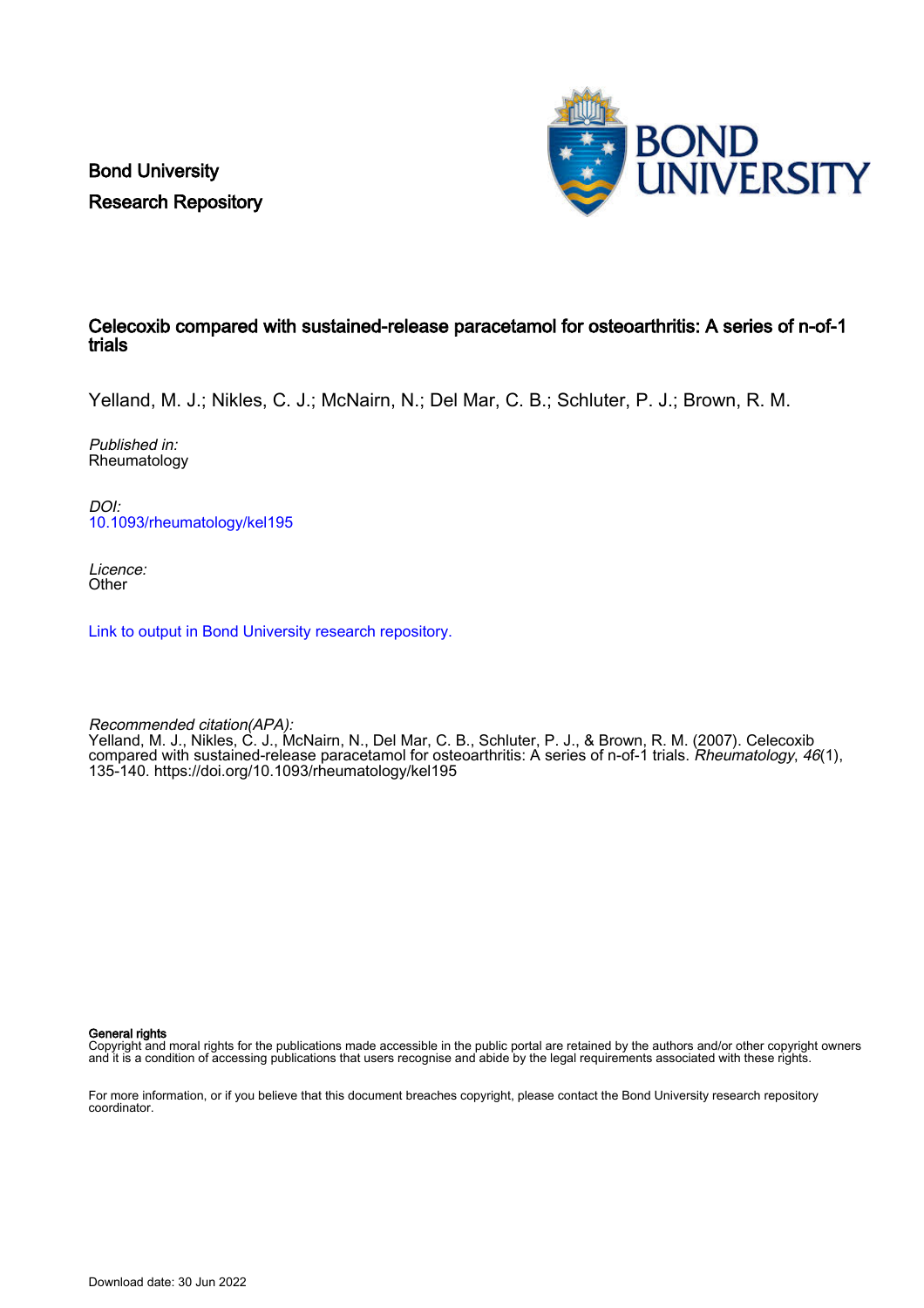Bond University
Research Repository

# Celecoxib compared with sustained-release paracetamol for osteoarthritis: A series of n-of-1 trials

Yelland, M. J.; Nikles, C. J.; McNairn, N.; Del Mar, C. B.; Schluter, P. J.; Brown, R. M.

*Published in:*
Rheumatology

*DOI:*
[10.1093/rheumatology/kel195](https://doi.org/10.1093/rheumatology/kel195)

*Licence:*
Other

[Link to output in Bond University research repository.]()

*Recommended citation(APA):*
Yelland, M. J., Nikles, C. J., McNairn, N., Del Mar, C. B., Schluter, P. J., & Brown, R. M. (2007). Celecoxib compared with sustained-release paracetamol for osteoarthritis: A series of n-of-1 trials. *Rheumatology*, *46*(1), 135-140. https://doi.org/10.1093/rheumatology/kel195

**General rights**
Copyright and moral rights for the publications made accessible in the public portal are retained by the authors and/or other copyright owners and it is a condition of accessing publications that users recognise and abide by the legal requirements associated with these rights.

For more information, or if you believe that this document breaches copyright, please contact the Bond University research repository coordinator.

Download date: 30 Jun 2022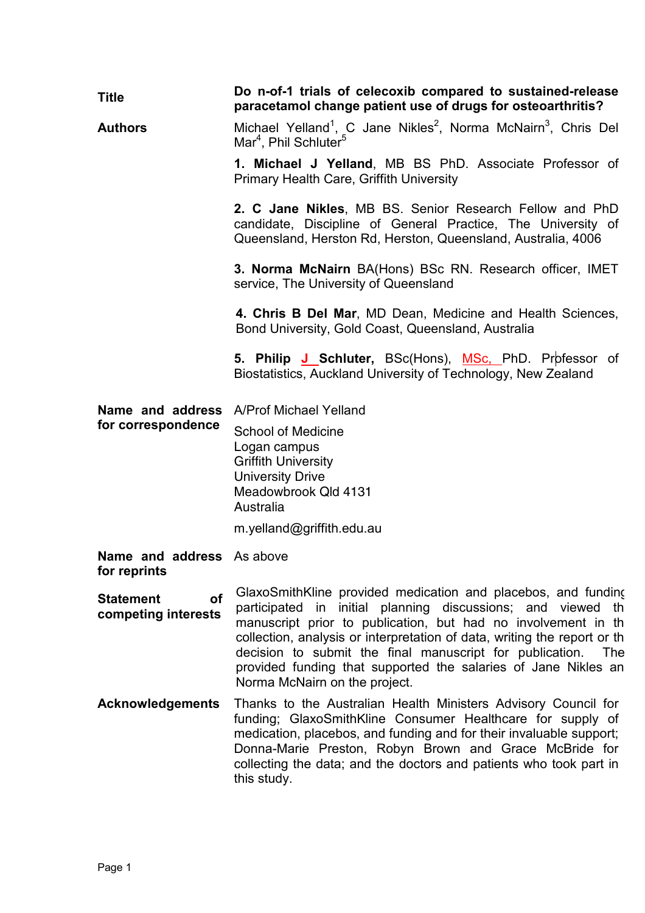**Title** **Do n-of-1 trials of celecoxib compared to sustained-release paracetamol change patient use of drugs for osteoarthritis?**

**Authors** Michael Yelland[1], C Jane Nikles[2], Norma McNairn[3], Chris Del Mar[4], Phil Schluter[5]

**1. Michael J Yelland**, MB BS PhD. Associate Professor of Primary Health Care, Griffith University

**2. C Jane Nikles**, MB BS. Senior Research Fellow and PhD candidate, Discipline of General Practice, The University of Queensland, Herston Rd, Herston, Queensland, Australia, 4006

**3. Norma McNairn** BA(Hons) BSc RN. Research officer, IMET service, The University of Queensland

**4. Chris B Del Mar**, MD Dean, Medicine and Health Sciences, Bond University, Gold Coast, Queensland, Australia

**5. Philip J Schluter,** BSc(Hons), MSc, PhD. Professor of Biostatistics, Auckland University of Technology, New Zealand

**Name and address for correspondence**

A/Prof Michael Yelland

School of Medicine
Logan campus
Griffith University
University Drive
Meadowbrook Qld 4131
Australia

m.yelland@griffith.edu.au

**Name and address for reprints** As above

**Statement of competing interests** GlaxoSmithKline provided medication and placebos, and funding participated in initial planning discussions; and viewed the manuscript prior to publication, but had no involvement in the collection, analysis or interpretation of data, writing the report or the decision to submit the final manuscript for publication. The provided funding that supported the salaries of Jane Nikles and Norma McNairn on the project.

**Acknowledgements** Thanks to the Australian Health Ministers Advisory Council for funding; GlaxoSmithKline Consumer Healthcare for supply of medication, placebos, and funding and for their invaluable support; Donna-Marie Preston, Robyn Brown and Grace McBride for collecting the data; and the doctors and patients who took part in this study.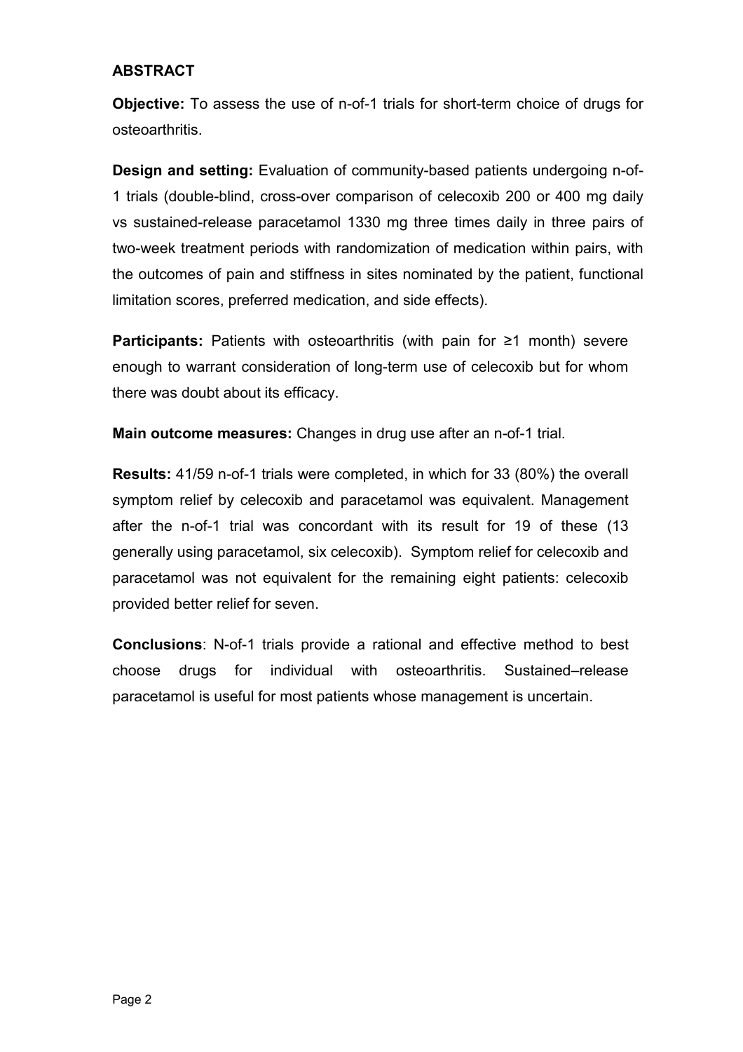## ABSTRACT

**Objective:** To assess the use of n-of-1 trials for short-term choice of drugs for osteoarthritis.

**Design and setting:** Evaluation of community-based patients undergoing n-of-1 trials (double-blind, cross-over comparison of celecoxib 200 or 400 mg daily vs sustained-release paracetamol 1330 mg three times daily in three pairs of two-week treatment periods with randomization of medication within pairs, with the outcomes of pain and stiffness in sites nominated by the patient, functional limitation scores, preferred medication, and side effects).

**Participants:** Patients with osteoarthritis (with pain for ≥1 month) severe enough to warrant consideration of long-term use of celecoxib but for whom there was doubt about its efficacy.

**Main outcome measures:** Changes in drug use after an n-of-1 trial.

**Results:** 41/59 n-of-1 trials were completed, in which for 33 (80%) the overall symptom relief by celecoxib and paracetamol was equivalent. Management after the n-of-1 trial was concordant with its result for 19 of these (13 generally using paracetamol, six celecoxib). Symptom relief for celecoxib and paracetamol was not equivalent for the remaining eight patients: celecoxib provided better relief for seven.

**Conclusions**: N-of-1 trials provide a rational and effective method to best choose drugs for individual with osteoarthritis. Sustained–release paracetamol is useful for most patients whose management is uncertain.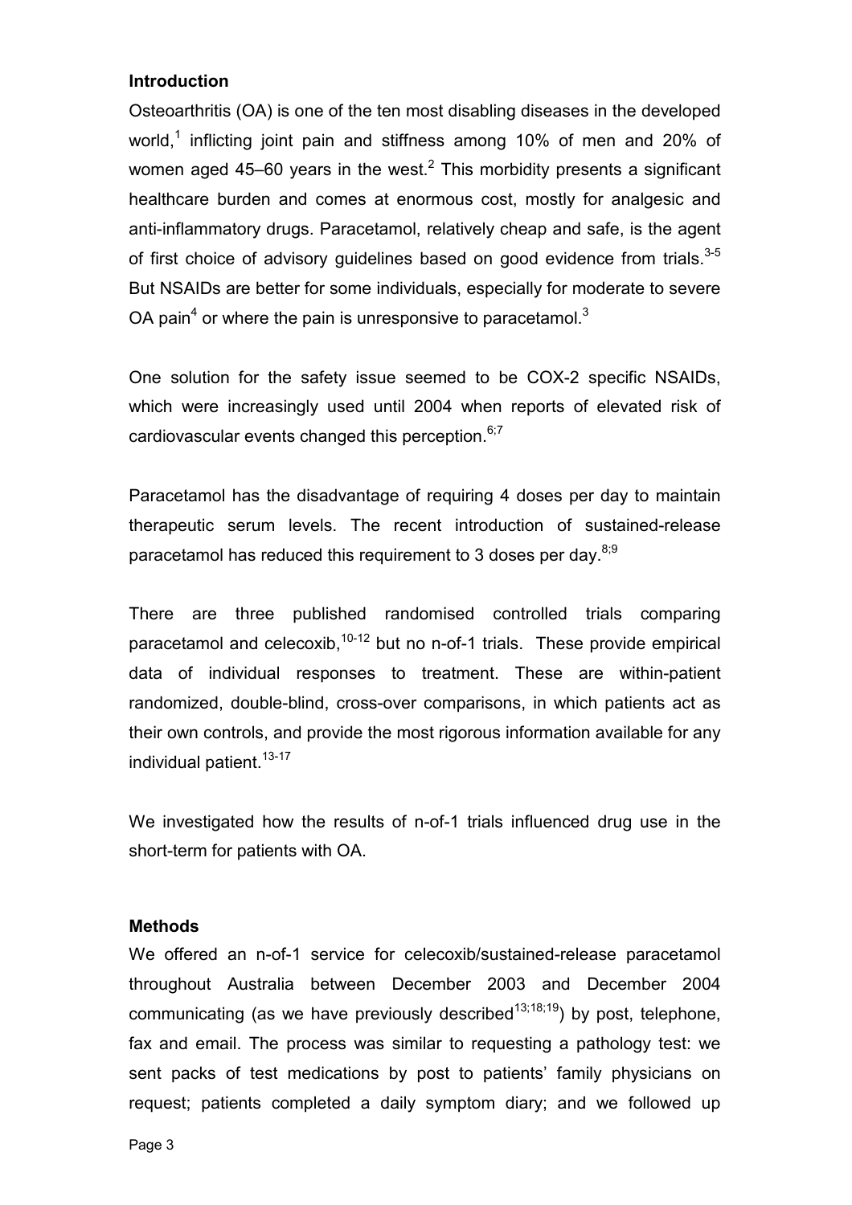## Introduction

Osteoarthritis (OA) is one of the ten most disabling diseases in the developed world,[1] inflicting joint pain and stiffness among 10% of men and 20% of women aged 45–60 years in the west.[2] This morbidity presents a significant healthcare burden and comes at enormous cost, mostly for analgesic and anti-inflammatory drugs. Paracetamol, relatively cheap and safe, is the agent of first choice of advisory guidelines based on good evidence from trials.[3-5] But NSAIDs are better for some individuals, especially for moderate to severe OA pain[4] or where the pain is unresponsive to paracetamol.[3]

One solution for the safety issue seemed to be COX-2 specific NSAIDs, which were increasingly used until 2004 when reports of elevated risk of cardiovascular events changed this perception.[6;7]

Paracetamol has the disadvantage of requiring 4 doses per day to maintain therapeutic serum levels. The recent introduction of sustained-release paracetamol has reduced this requirement to 3 doses per day.[8;9]

There are three published randomised controlled trials comparing paracetamol and celecoxib,[10-12] but no n-of-1 trials. These provide empirical data of individual responses to treatment. These are within-patient randomized, double-blind, cross-over comparisons, in which patients act as their own controls, and provide the most rigorous information available for any individual patient.[13-17]

We investigated how the results of n-of-1 trials influenced drug use in the short-term for patients with OA.

## Methods

We offered an n-of-1 service for celecoxib/sustained-release paracetamol throughout Australia between December 2003 and December 2004 communicating (as we have previously described[13;18;19]) by post, telephone, fax and email. The process was similar to requesting a pathology test: we sent packs of test medications by post to patients' family physicians on request; patients completed a daily symptom diary; and we followed up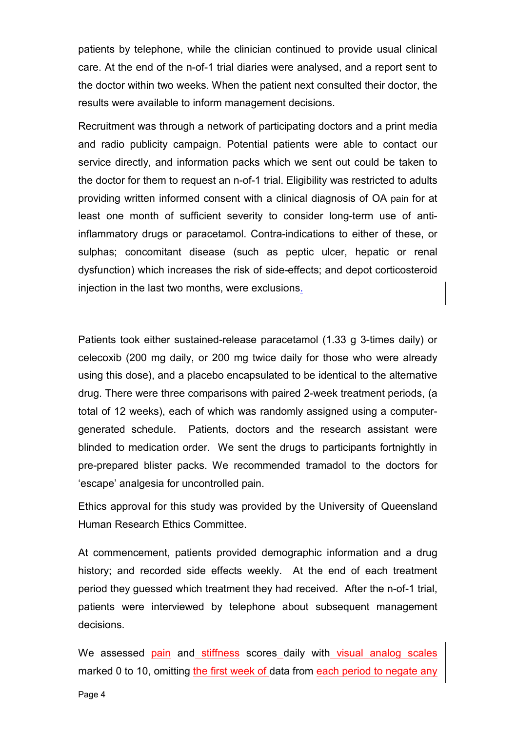patients by telephone, while the clinician continued to provide usual clinical care. At the end of the n-of-1 trial diaries were analysed, and a report sent to the doctor within two weeks. When the patient next consulted their doctor, the results were available to inform management decisions.

Recruitment was through a network of participating doctors and a print media and radio publicity campaign. Potential patients were able to contact our service directly, and information packs which we sent out could be taken to the doctor for them to request an n-of-1 trial. Eligibility was restricted to adults providing written informed consent with a clinical diagnosis of OA pain for at least one month of sufficient severity to consider long-term use of anti-inflammatory drugs or paracetamol. Contra-indications to either of these, or sulphas; concomitant disease (such as peptic ulcer, hepatic or renal dysfunction) which increases the risk of side-effects; and depot corticosteroid injection in the last two months, were exclusions.

Patients took either sustained-release paracetamol (1.33 g 3-times daily) or celecoxib (200 mg daily, or 200 mg twice daily for those who were already using this dose), and a placebo encapsulated to be identical to the alternative drug. There were three comparisons with paired 2-week treatment periods, (a total of 12 weeks), each of which was randomly assigned using a computer-generated schedule. Patients, doctors and the research assistant were blinded to medication order. We sent the drugs to participants fortnightly in pre-prepared blister packs. We recommended tramadol to the doctors for 'escape' analgesia for uncontrolled pain.

Ethics approval for this study was provided by the University of Queensland Human Research Ethics Committee.

At commencement, patients provided demographic information and a drug history; and recorded side effects weekly. At the end of each treatment period they guessed which treatment they had received. After the n-of-1 trial, patients were interviewed by telephone about subsequent management decisions.

We assessed pain and stiffness scores daily with visual analog scales marked 0 to 10, omitting the first week of data from each period to negate any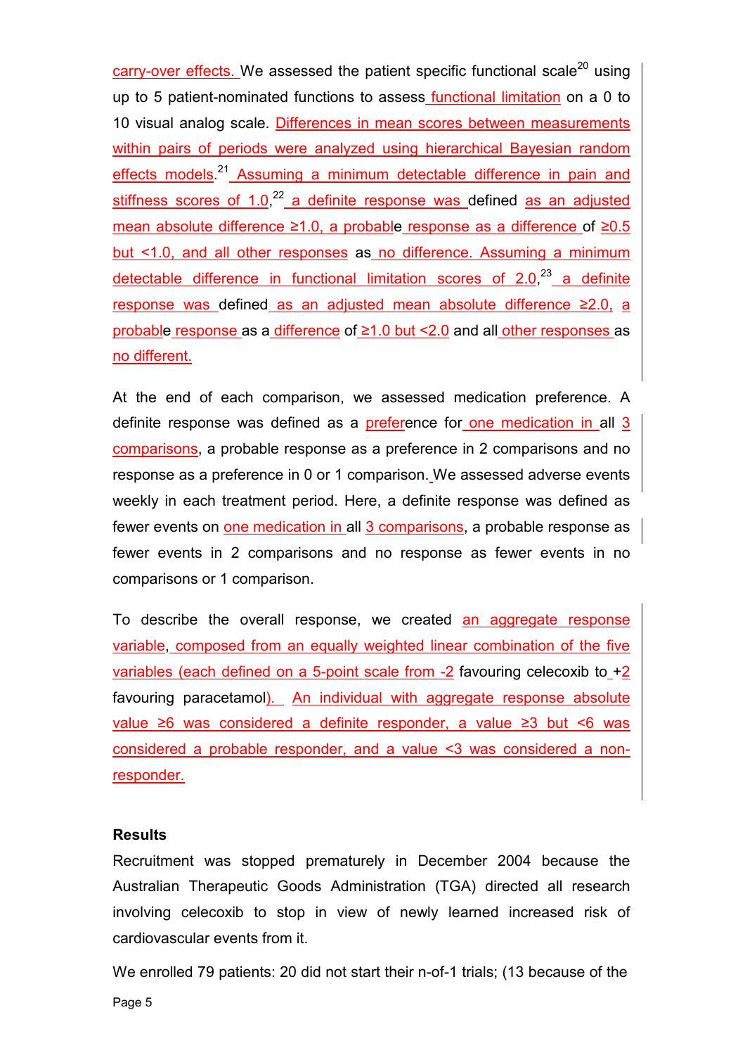carry-over effects. We assessed the patient specific functional scale[20] using up to 5 patient-nominated functions to assess functional limitation on a 0 to 10 visual analog scale. Differences in mean scores between measurements within pairs of periods were analyzed using hierarchical Bayesian random effects models.[21] Assuming a minimum detectable difference in pain and stiffness scores of 1.0,[22] a definite response was defined as an adjusted mean absolute difference ≥1.0, a probable response as a difference of ≥0.5 but <1.0, and all other responses as no difference. Assuming a minimum detectable difference in functional limitation scores of 2.0,[23] a definite response was defined as an adjusted mean absolute difference ≥2.0, a probable response as a difference of ≥1.0 but <2.0 and all other responses as no different.

At the end of each comparison, we assessed medication preference. A definite response was defined as a preference for one medication in all 3 comparisons, a probable response as a preference in 2 comparisons and no response as a preference in 0 or 1 comparison. We assessed adverse events weekly in each treatment period. Here, a definite response was defined as fewer events on one medication in all 3 comparisons, a probable response as fewer events in 2 comparisons and no response as fewer events in no comparisons or 1 comparison.

To describe the overall response, we created an aggregate response variable, composed from an equally weighted linear combination of the five variables (each defined on a 5-point scale from -2 favouring celecoxib to +2 favouring paracetamol). An individual with aggregate response absolute value ≥6 was considered a definite responder, a value ≥3 but <6 was considered a probable responder, and a value <3 was considered a non-responder.

## Results

Recruitment was stopped prematurely in December 2004 because the Australian Therapeutic Goods Administration (TGA) directed all research involving celecoxib to stop in view of newly learned increased risk of cardiovascular events from it.

We enrolled 79 patients: 20 did not start their n-of-1 trials; (13 because of the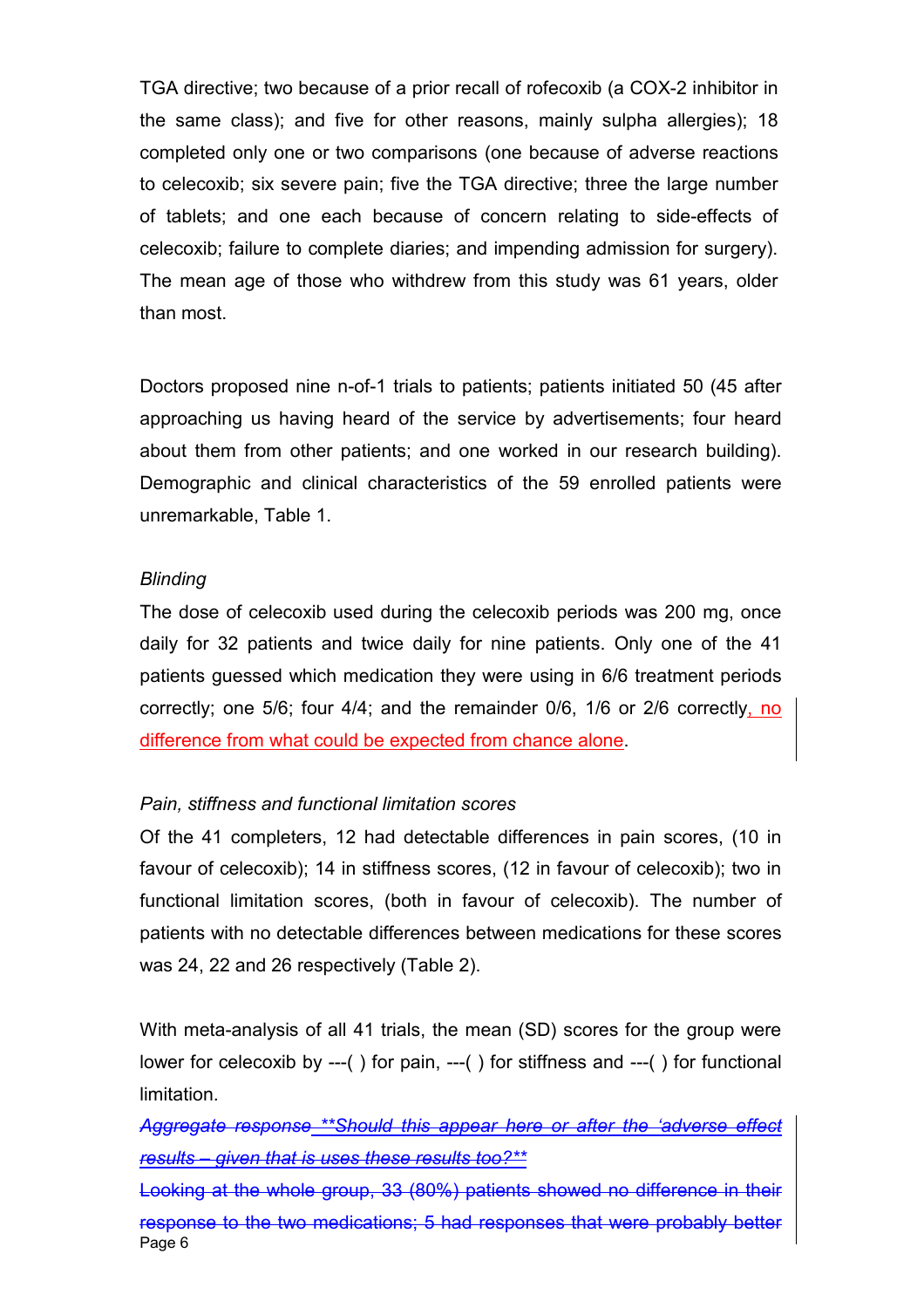TGA directive; two because of a prior recall of rofecoxib (a COX-2 inhibitor in the same class); and five for other reasons, mainly sulpha allergies); 18 completed only one or two comparisons (one because of adverse reactions to celecoxib; six severe pain; five the TGA directive; three the large number of tablets; and one each because of concern relating to side-effects of celecoxib; failure to complete diaries; and impending admission for surgery). The mean age of those who withdrew from this study was 61 years, older than most.

Doctors proposed nine n-of-1 trials to patients; patients initiated 50 (45 after approaching us having heard of the service by advertisements; four heard about them from other patients; and one worked in our research building). Demographic and clinical characteristics of the 59 enrolled patients were unremarkable, Table 1.

*Blinding*

The dose of celecoxib used during the celecoxib periods was 200 mg, once daily for 32 patients and twice daily for nine patients. Only one of the 41 patients guessed which medication they were using in 6/6 treatment periods correctly; one 5/6; four 4/4; and the remainder 0/6, 1/6 or 2/6 correctly, no difference from what could be expected from chance alone.

*Pain, stiffness and functional limitation scores*

Of the 41 completers, 12 had detectable differences in pain scores, (10 in favour of celecoxib); 14 in stiffness scores, (12 in favour of celecoxib); two in functional limitation scores, (both in favour of celecoxib). The number of patients with no detectable differences between medications for these scores was 24, 22 and 26 respectively (Table 2).

With meta-analysis of all 41 trials, the mean (SD) scores for the group were lower for celecoxib by ---( ) for pain, ---( ) for stiffness and ---( ) for functional limitation.

~~*Aggregate response **Should this appear here or after the 'adverse effect results – given that is uses these results too?***~~

~~Looking at the whole group, 33 (80%) patients showed no difference in their response to the two medications; 5 had responses that were probably better~~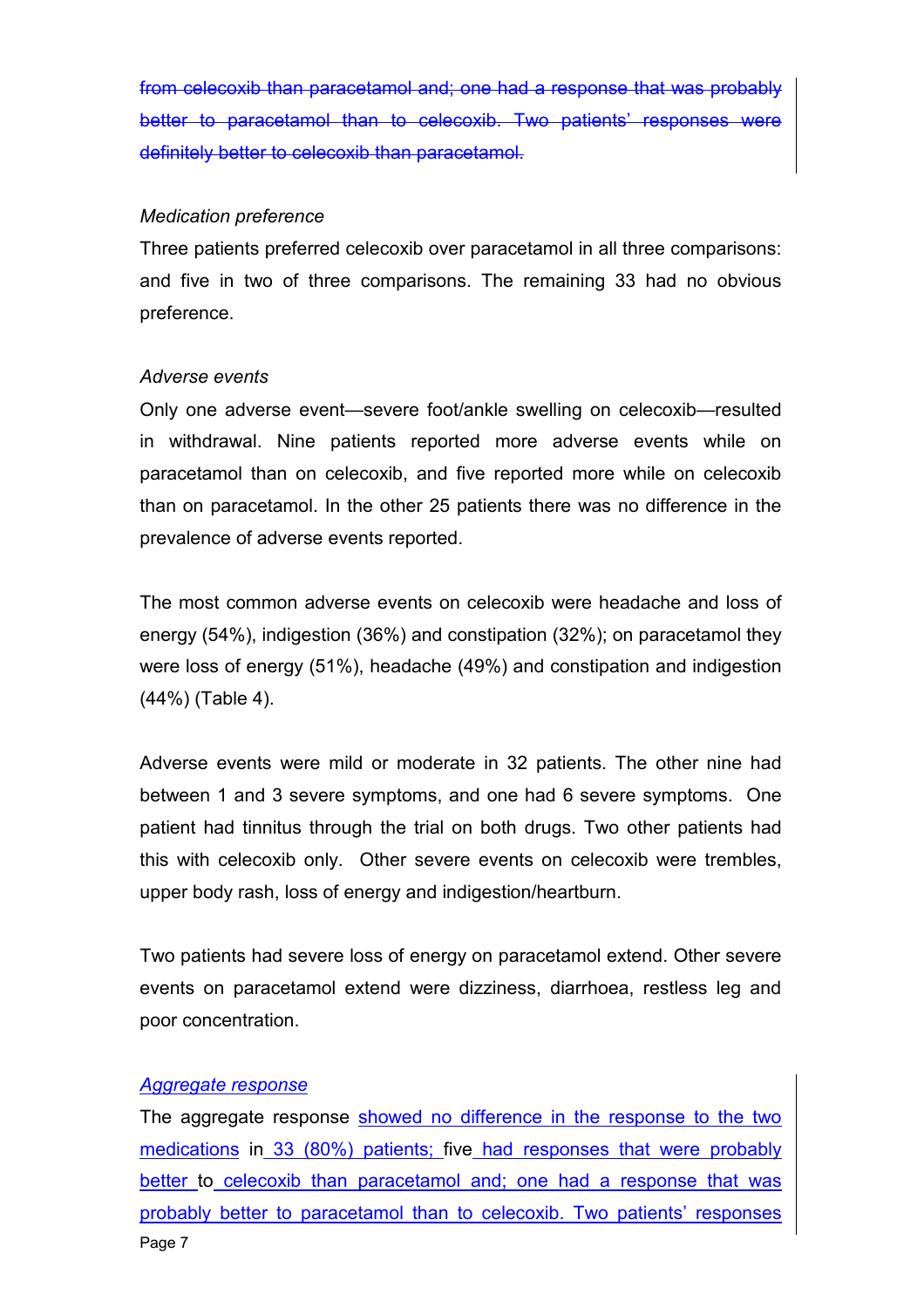~~from celecoxib than paracetamol and; one had a response that was probably better to paracetamol than to celecoxib. Two patients' responses were definitely better to celecoxib than paracetamol.~~

*Medication preference*

Three patients preferred celecoxib over paracetamol in all three comparisons: and five in two of three comparisons. The remaining 33 had no obvious preference.

*Adverse events*

Only one adverse event—severe foot/ankle swelling on celecoxib—resulted in withdrawal. Nine patients reported more adverse events while on paracetamol than on celecoxib, and five reported more while on celecoxib than on paracetamol. In the other 25 patients there was no difference in the prevalence of adverse events reported.

The most common adverse events on celecoxib were headache and loss of energy (54%), indigestion (36%) and constipation (32%); on paracetamol they were loss of energy (51%), headache (49%) and constipation and indigestion (44%) (Table 4).

Adverse events were mild or moderate in 32 patients. The other nine had between 1 and 3 severe symptoms, and one had 6 severe symptoms. One patient had tinnitus through the trial on both drugs. Two other patients had this with celecoxib only. Other severe events on celecoxib were trembles, upper body rash, loss of energy and indigestion/heartburn.

Two patients had severe loss of energy on paracetamol extend. Other severe events on paracetamol extend were dizziness, diarrhoea, restless leg and poor concentration.

*Aggregate response*

The aggregate response showed no difference in the response to the two medications in 33 (80%) patients; five had responses that were probably better to celecoxib than paracetamol and; one had a response that was probably better to paracetamol than to celecoxib. Two patients' responses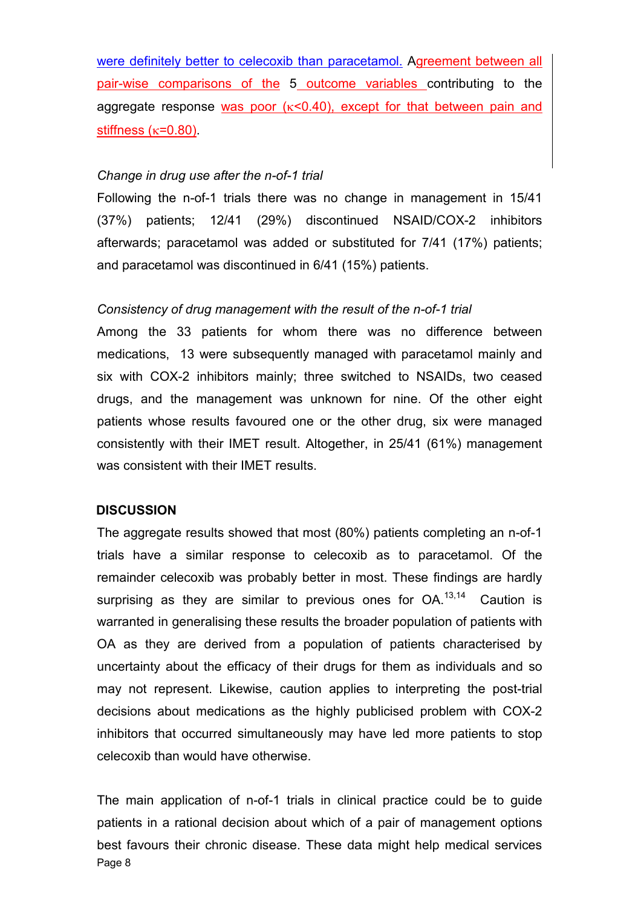were definitely better to celecoxib than paracetamol. Agreement between all pair-wise comparisons of the 5 outcome variables contributing to the aggregate response was poor (κ<0.40), except for that between pain and stiffness (κ=0.80).

*Change in drug use after the n-of-1 trial*

Following the n-of-1 trials there was no change in management in 15/41 (37%) patients; 12/41 (29%) discontinued NSAID/COX-2 inhibitors afterwards; paracetamol was added or substituted for 7/41 (17%) patients; and paracetamol was discontinued in 6/41 (15%) patients.

*Consistency of drug management with the result of the n-of-1 trial*

Among the 33 patients for whom there was no difference between medications, 13 were subsequently managed with paracetamol mainly and six with COX-2 inhibitors mainly; three switched to NSAIDs, two ceased drugs, and the management was unknown for nine. Of the other eight patients whose results favoured one or the other drug, six were managed consistently with their IMET result. Altogether, in 25/41 (61%) management was consistent with their IMET results.

## DISCUSSION

The aggregate results showed that most (80%) patients completing an n-of-1 trials have a similar response to celecoxib as to paracetamol. Of the remainder celecoxib was probably better in most. These findings are hardly surprising as they are similar to previous ones for OA.[13,14] Caution is warranted in generalising these results the broader population of patients with OA as they are derived from a population of patients characterised by uncertainty about the efficacy of their drugs for them as individuals and so may not represent. Likewise, caution applies to interpreting the post-trial decisions about medications as the highly publicised problem with COX-2 inhibitors that occurred simultaneously may have led more patients to stop celecoxib than would have otherwise.

The main application of n-of-1 trials in clinical practice could be to guide patients in a rational decision about which of a pair of management options best favours their chronic disease. These data might help medical services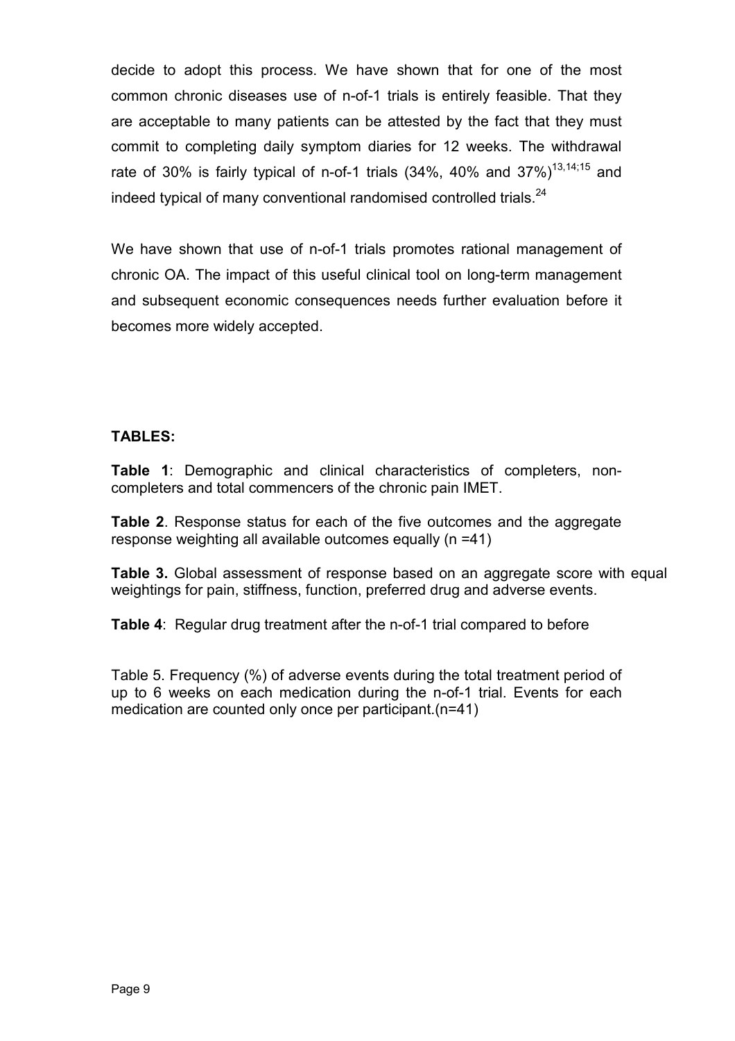decide to adopt this process. We have shown that for one of the most common chronic diseases use of n-of-1 trials is entirely feasible. That they are acceptable to many patients can be attested by the fact that they must commit to completing daily symptom diaries for 12 weeks. The withdrawal rate of 30% is fairly typical of n-of-1 trials (34%, 40% and 37%)[13,14;15] and indeed typical of many conventional randomised controlled trials.[24]

We have shown that use of n-of-1 trials promotes rational management of chronic OA. The impact of this useful clinical tool on long-term management and subsequent economic consequences needs further evaluation before it becomes more widely accepted.

**TABLES:**

**Table 1**: Demographic and clinical characteristics of completers, non-completers and total commencers of the chronic pain IMET.

**Table 2**. Response status for each of the five outcomes and the aggregate response weighting all available outcomes equally (n =41)

**Table 3.** Global assessment of response based on an aggregate score with equal weightings for pain, stiffness, function, preferred drug and adverse events.

**Table 4**: Regular drug treatment after the n-of-1 trial compared to before

Table 5. Frequency (%) of adverse events during the total treatment period of up to 6 weeks on each medication during the n-of-1 trial. Events for each medication are counted only once per participant.(n=41)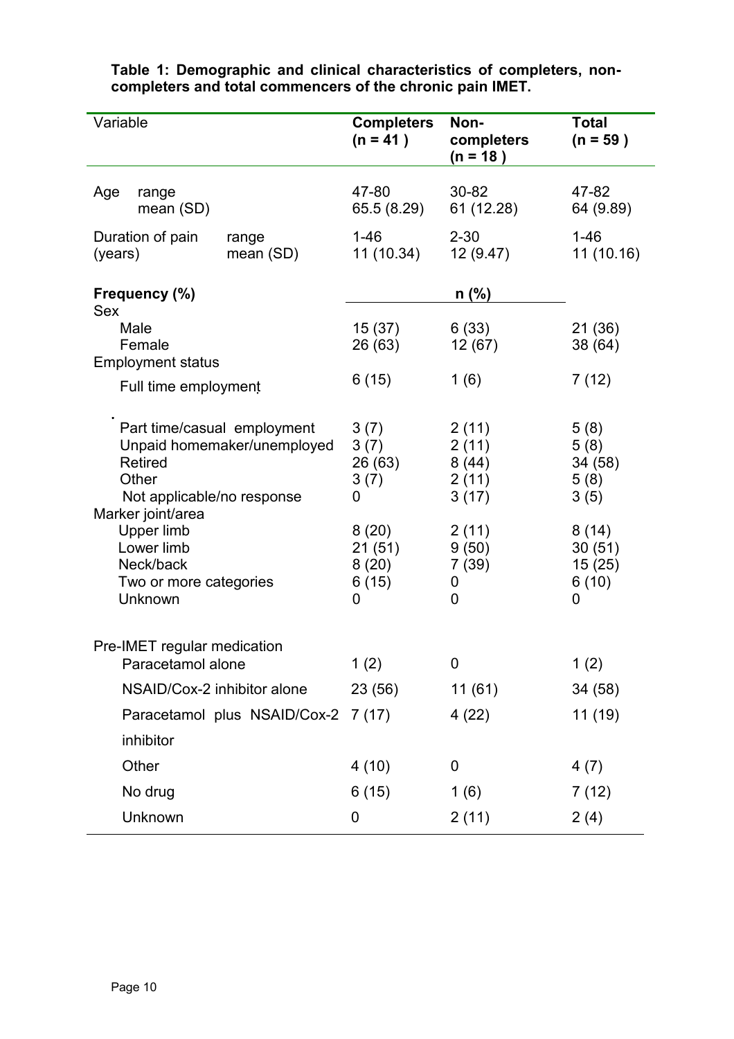**Table 1: Demographic and clinical characteristics of completers, non-completers and total commencers of the chronic pain IMET.**

| Variable | | Completers (n = 41 ) | Non-completers (n = 18 ) | Total (n = 59 ) |
|---|---|---|---|---|
| Age | range | 47-80 | 30-82 | 47-82 |
| | mean (SD) | 65.5 (8.29) | 61 (12.28) | 64 (9.89) |
| Duration of pain (years) | range | 1-46 | 2-30 | 1-46 |
| | mean (SD) | 11 (10.34) | 12 (9.47) | 11 (10.16) |
| **Frequency (%)** | | n (%) | | |
| Sex | | | | |
| Male | | 15 (37) | 6 (33) | 21 (36) |
| Female | | 26 (63) | 12 (67) | 38 (64) |
| Employment status | | | | |
| Full time employment | | 6 (15) | 1 (6) | 7 (12) |
| Part time/casual employment | | 3 (7) | 2 (11) | 5 (8) |
| Unpaid homemaker/unemployed | | 3 (7) | 2 (11) | 5 (8) |
| Retired | | 26 (63) | 8 (44) | 34 (58) |
| Other | | 3 (7) | 2 (11) | 5 (8) |
| Not applicable/no response | | 0 | 3 (17) | 3 (5) |
| Marker joint/area | | | | |
| Upper limb | | 8 (20) | 2 (11) | 8 (14) |
| Lower limb | | 21 (51) | 9 (50) | 30 (51) |
| Neck/back | | 8 (20) | 7 (39) | 15 (25) |
| Two or more categories | | 6 (15) | 0 | 6 (10) |
| Unknown | | 0 | 0 | 0 |
| Pre-IMET regular medication | | | | |
| Paracetamol alone | | 1 (2) | 0 | 1 (2) |
| NSAID/Cox-2 inhibitor alone | | 23 (56) | 11 (61) | 34 (58) |
| Paracetamol plus NSAID/Cox-2 inhibitor | | 7 (17) | 4 (22) | 11 (19) |
| Other | | 4 (10) | 0 | 4 (7) |
| No drug | | 6 (15) | 1 (6) | 7 (12) |
| Unknown | | 0 | 2 (11) | 2 (4) |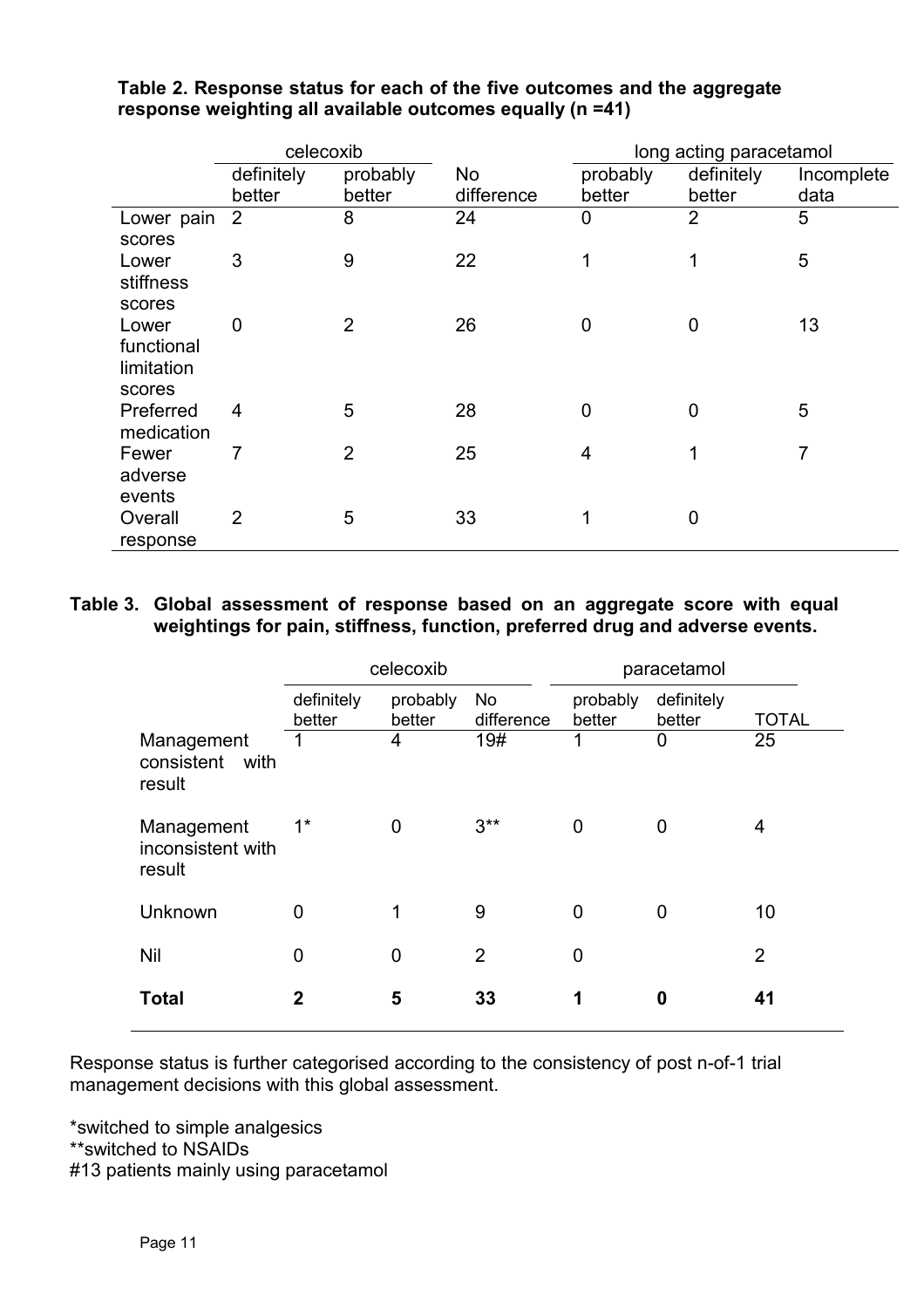**Table 2. Response status for each of the five outcomes and the aggregate response weighting all available outcomes equally (n =41)**

| | celecoxib | | | long acting paracetamol | | |
|---|---|---|---|---|---|---|
| | definitely better | probably better | No difference | probably better | definitely better | Incomplete data |
| Lower pain scores | 2 | 8 | 24 | 0 | 2 | 5 |
| Lower stiffness scores | 3 | 9 | 22 | 1 | 1 | 5 |
| Lower functional limitation scores | 0 | 2 | 26 | 0 | 0 | 13 |
| Preferred medication | 4 | 5 | 28 | 0 | 0 | 5 |
| Fewer adverse events | 7 | 2 | 25 | 4 | 1 | 7 |
| Overall response | 2 | 5 | 33 | 1 | 0 | |

**Table 3. Global assessment of response based on an aggregate score with equal weightings for pain, stiffness, function, preferred drug and adverse events.**

| | celecoxib | | | paracetamol | | |
|---|---|---|---|---|---|---|
| | definitely better | probably better | No difference | probably better | definitely better | TOTAL |
| Management consistent with result | 1 | 4 | 19# | 1 | 0 | 25 |
| Management inconsistent with result | 1* | 0 | 3** | 0 | 0 | 4 |
| Unknown | 0 | 1 | 9 | 0 | 0 | 10 |
| Nil | 0 | 0 | 2 | 0 | | 2 |
| **Total** | **2** | **5** | **33** | **1** | **0** | **41** |

Response status is further categorised according to the consistency of post n-of-1 trial management decisions with this global assessment.

*switched to simple analgesics
**switched to NSAIDs
#13 patients mainly using paracetamol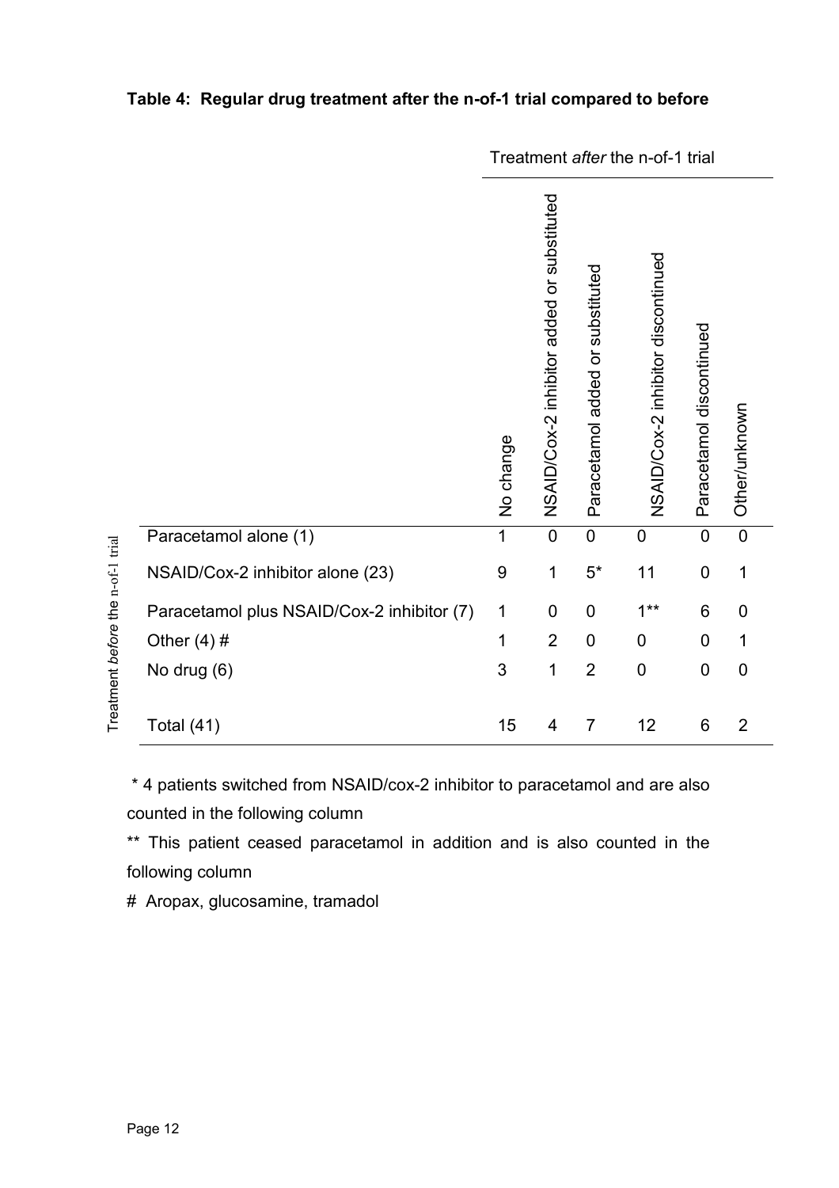**Table 4: Regular drug treatment after the n-of-1 trial compared to before**

| Treatment *before* the n-of-1 trial | Treatment *after* the n-of-1 trial | | | | | |
|---|---|---|---|---|---|---|
| | No change | NSAID/Cox-2 inhibitor added or substituted | Paracetamol added or substituted | NSAID/Cox-2 inhibitor discontinued | Paracetamol discontinued | Other/unknown |
| Paracetamol alone (1) | 1 | 0 | 0 | 0 | 0 | 0 |
| NSAID/Cox-2 inhibitor alone (23) | 9 | 1 | 5* | 11 | 0 | 1 |
| Paracetamol plus NSAID/Cox-2 inhibitor (7) | 1 | 0 | 0 | 1** | 6 | 0 |
| Other (4) # | 1 | 2 | 0 | 0 | 0 | 1 |
| No drug (6) | 3 | 1 | 2 | 0 | 0 | 0 |
| Total (41) | 15 | 4 | 7 | 12 | 6 | 2 |

\* 4 patients switched from NSAID/cox-2 inhibitor to paracetamol and are also counted in the following column

** This patient ceased paracetamol in addition and is also counted in the following column

\# Aropax, glucosamine, tramadol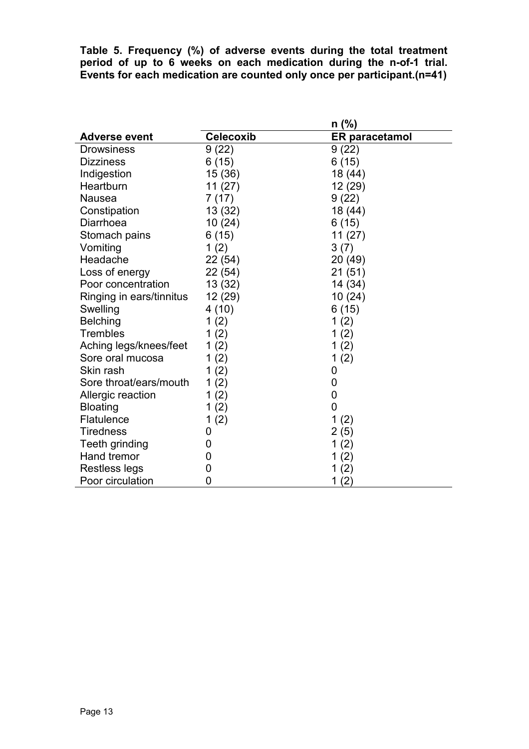**Table 5. Frequency (%) of adverse events during the total treatment period of up to 6 weeks on each medication during the n-of-1 trial. Events for each medication are counted only once per participant.(n=41)**

| | n (%) | |
|---|---|---|
| **Adverse event** | **Celecoxib** | **ER paracetamol** |
| Drowsiness | 9 (22) | 9 (22) |
| Dizziness | 6 (15) | 6 (15) |
| Indigestion | 15 (36) | 18 (44) |
| Heartburn | 11 (27) | 12 (29) |
| Nausea | 7 (17) | 9 (22) |
| Constipation | 13 (32) | 18 (44) |
| Diarrhoea | 10 (24) | 6 (15) |
| Stomach pains | 6 (15) | 11 (27) |
| Vomiting | 1 (2) | 3 (7) |
| Headache | 22 (54) | 20 (49) |
| Loss of energy | 22 (54) | 21 (51) |
| Poor concentration | 13 (32) | 14 (34) |
| Ringing in ears/tinnitus | 12 (29) | 10 (24) |
| Swelling | 4 (10) | 6 (15) |
| Belching | 1 (2) | 1 (2) |
| Trembles | 1 (2) | 1 (2) |
| Aching legs/knees/feet | 1 (2) | 1 (2) |
| Sore oral mucosa | 1 (2) | 1 (2) |
| Skin rash | 1 (2) | 0 |
| Sore throat/ears/mouth | 1 (2) | 0 |
| Allergic reaction | 1 (2) | 0 |
| Bloating | 1 (2) | 0 |
| Flatulence | 1 (2) | 1 (2) |
| Tiredness | 0 | 2 (5) |
| Teeth grinding | 0 | 1 (2) |
| Hand tremor | 0 | 1 (2) |
| Restless legs | 0 | 1 (2) |
| Poor circulation | 0 | 1 (2) |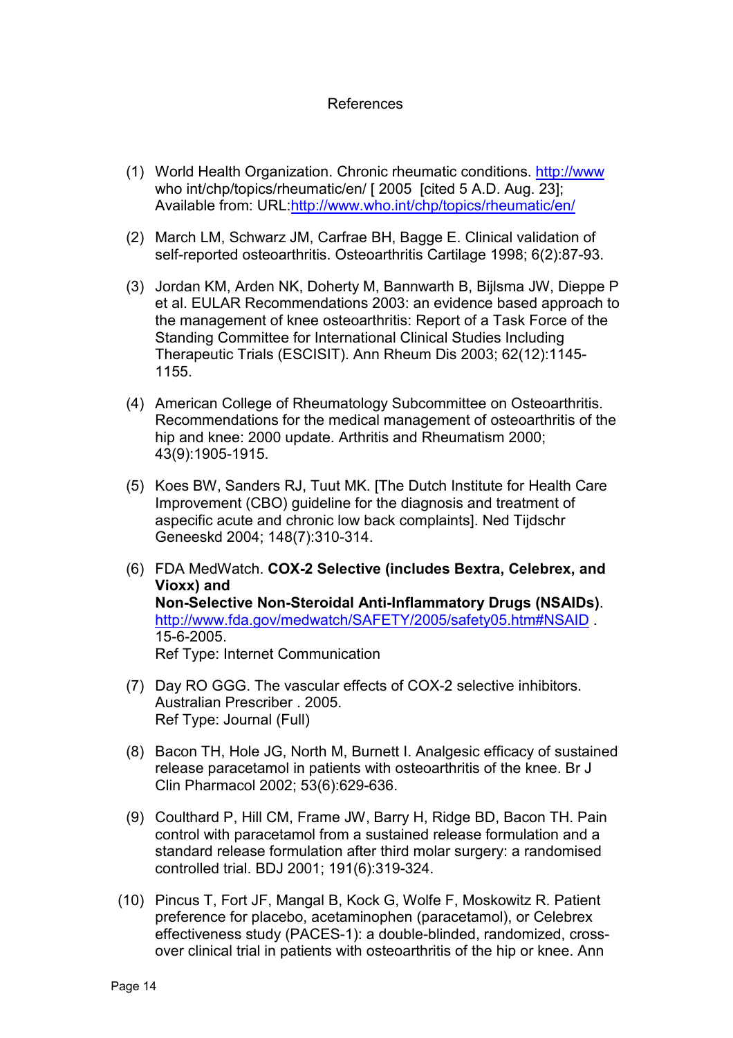## References

(1) World Health Organization. Chronic rheumatic conditions. http://www who int/chp/topics/rheumatic/en/ [ 2005 [cited 5 A.D. Aug. 23]; Available from: URL:http://www.who.int/chp/topics/rheumatic/en/

(2) March LM, Schwarz JM, Carfrae BH, Bagge E. Clinical validation of self-reported osteoarthritis. Osteoarthritis Cartilage 1998; 6(2):87-93.

(3) Jordan KM, Arden NK, Doherty M, Bannwarth B, Bijlsma JW, Dieppe P et al. EULAR Recommendations 2003: an evidence based approach to the management of knee osteoarthritis: Report of a Task Force of the Standing Committee for International Clinical Studies Including Therapeutic Trials (ESCISIT). Ann Rheum Dis 2003; 62(12):1145-1155.

(4) American College of Rheumatology Subcommittee on Osteoarthritis. Recommendations for the medical management of osteoarthritis of the hip and knee: 2000 update. Arthritis and Rheumatism 2000; 43(9):1905-1915.

(5) Koes BW, Sanders RJ, Tuut MK. [The Dutch Institute for Health Care Improvement (CBO) guideline for the diagnosis and treatment of aspecific acute and chronic low back complaints]. Ned Tijdschr Geneeskd 2004; 148(7):310-314.

(6) FDA MedWatch. **COX-2 Selective (includes Bextra, Celebrex, and Vioxx) and Non-Selective Non-Steroidal Anti-Inflammatory Drugs (NSAIDs)**. http://www.fda.gov/medwatch/SAFETY/2005/safety05.htm#NSAID . 15-6-2005.
Ref Type: Internet Communication

(7) Day RO GGG. The vascular effects of COX-2 selective inhibitors. Australian Prescriber . 2005.
Ref Type: Journal (Full)

(8) Bacon TH, Hole JG, North M, Burnett I. Analgesic efficacy of sustained release paracetamol in patients with osteoarthritis of the knee. Br J Clin Pharmacol 2002; 53(6):629-636.

(9) Coulthard P, Hill CM, Frame JW, Barry H, Ridge BD, Bacon TH. Pain control with paracetamol from a sustained release formulation and a standard release formulation after third molar surgery: a randomised controlled trial. BDJ 2001; 191(6):319-324.

(10) Pincus T, Fort JF, Mangal B, Kock G, Wolfe F, Moskowitz R. Patient preference for placebo, acetaminophen (paracetamol), or Celebrex effectiveness study (PACES-1): a double-blinded, randomized, cross-over clinical trial in patients with osteoarthritis of the hip or knee. Ann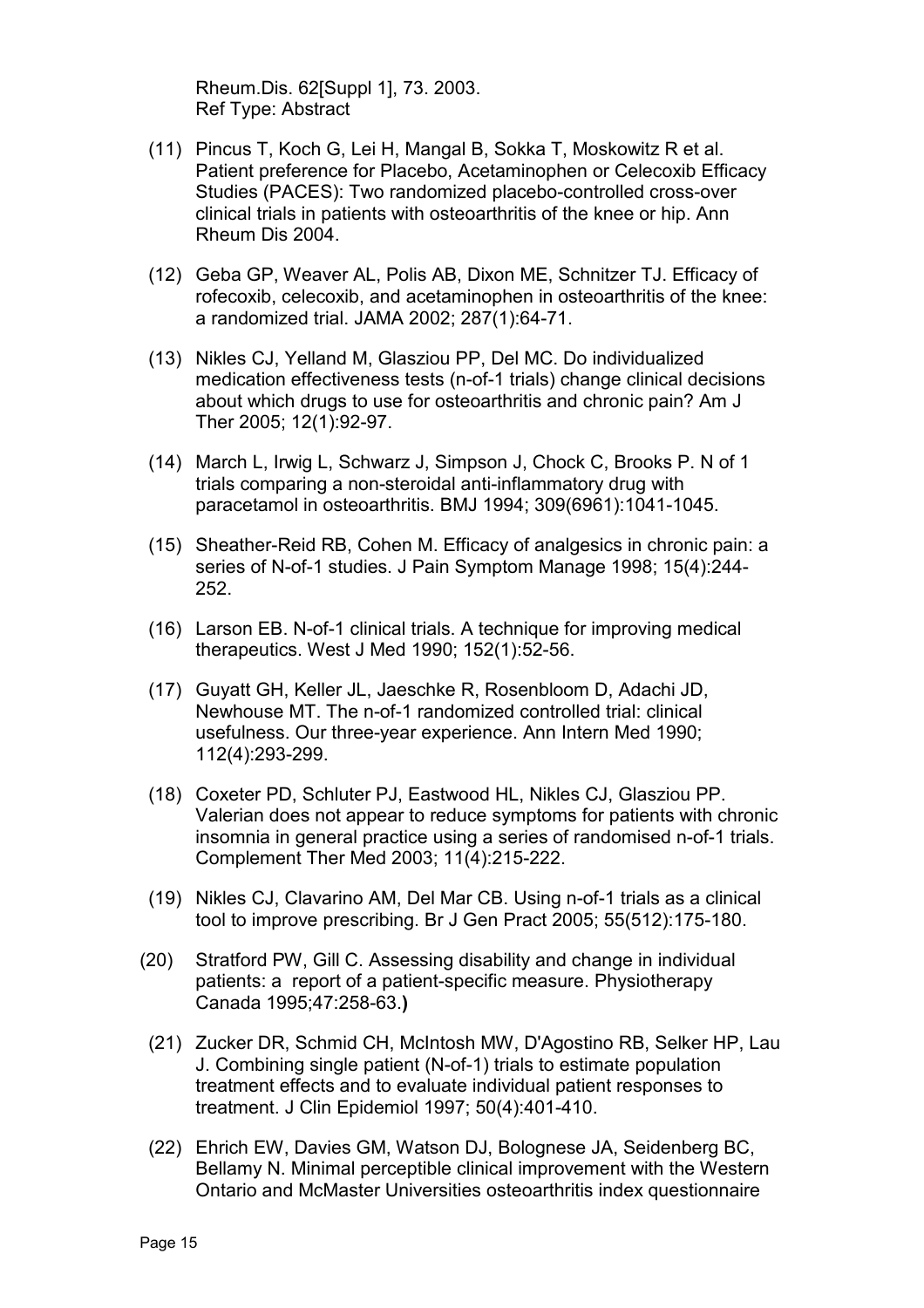Rheum.Dis. 62[Suppl 1], 73. 2003.
Ref Type: Abstract

(11) Pincus T, Koch G, Lei H, Mangal B, Sokka T, Moskowitz R et al. Patient preference for Placebo, Acetaminophen or Celecoxib Efficacy Studies (PACES): Two randomized placebo-controlled cross-over clinical trials in patients with osteoarthritis of the knee or hip. Ann Rheum Dis 2004.

(12) Geba GP, Weaver AL, Polis AB, Dixon ME, Schnitzer TJ. Efficacy of rofecoxib, celecoxib, and acetaminophen in osteoarthritis of the knee: a randomized trial. JAMA 2002; 287(1):64-71.

(13) Nikles CJ, Yelland M, Glasziou PP, Del MC. Do individualized medication effectiveness tests (n-of-1 trials) change clinical decisions about which drugs to use for osteoarthritis and chronic pain? Am J Ther 2005; 12(1):92-97.

(14) March L, Irwig L, Schwarz J, Simpson J, Chock C, Brooks P. N of 1 trials comparing a non-steroidal anti-inflammatory drug with paracetamol in osteoarthritis. BMJ 1994; 309(6961):1041-1045.

(15) Sheather-Reid RB, Cohen M. Efficacy of analgesics in chronic pain: a series of N-of-1 studies. J Pain Symptom Manage 1998; 15(4):244-252.

(16) Larson EB. N-of-1 clinical trials. A technique for improving medical therapeutics. West J Med 1990; 152(1):52-56.

(17) Guyatt GH, Keller JL, Jaeschke R, Rosenbloom D, Adachi JD, Newhouse MT. The n-of-1 randomized controlled trial: clinical usefulness. Our three-year experience. Ann Intern Med 1990; 112(4):293-299.

(18) Coxeter PD, Schluter PJ, Eastwood HL, Nikles CJ, Glasziou PP. Valerian does not appear to reduce symptoms for patients with chronic insomnia in general practice using a series of randomised n-of-1 trials. Complement Ther Med 2003; 11(4):215-222.

(19) Nikles CJ, Clavarino AM, Del Mar CB. Using n-of-1 trials as a clinical tool to improve prescribing. Br J Gen Pract 2005; 55(512):175-180.

(20) Stratford PW, Gill C. Assessing disability and change in individual patients: a report of a patient-specific measure. Physiotherapy Canada 1995;47:258-63.**)**

(21) Zucker DR, Schmid CH, McIntosh MW, D'Agostino RB, Selker HP, Lau J. Combining single patient (N-of-1) trials to estimate population treatment effects and to evaluate individual patient responses to treatment. J Clin Epidemiol 1997; 50(4):401-410.

(22) Ehrich EW, Davies GM, Watson DJ, Bolognese JA, Seidenberg BC, Bellamy N. Minimal perceptible clinical improvement with the Western Ontario and McMaster Universities osteoarthritis index questionnaire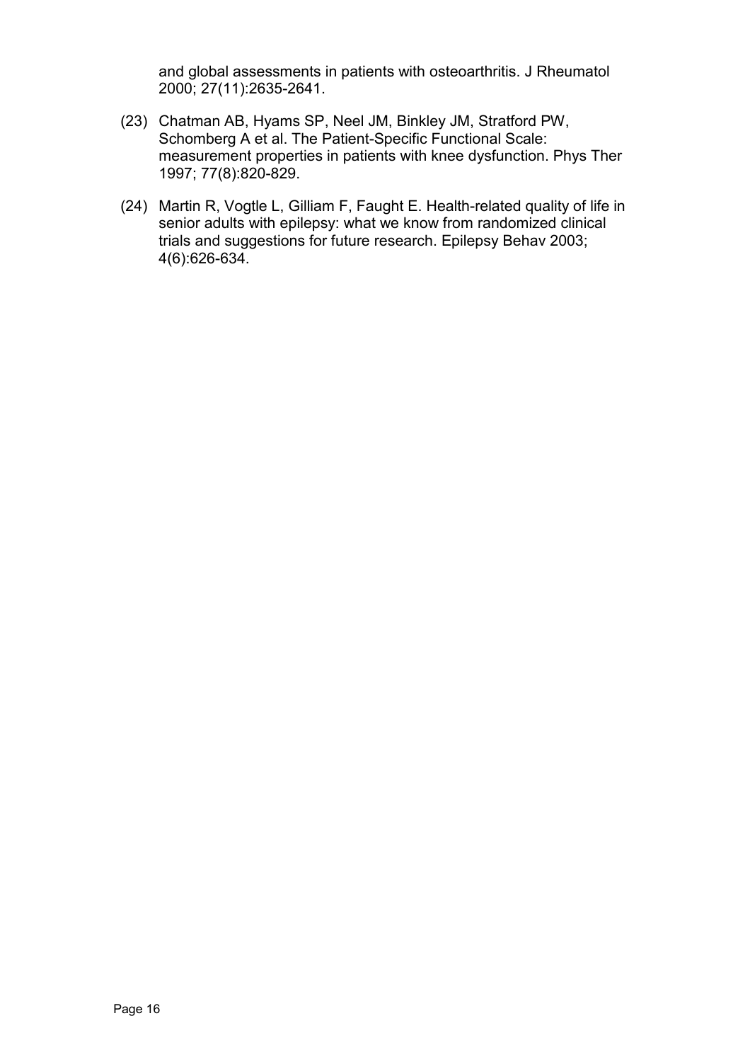and global assessments in patients with osteoarthritis. J Rheumatol 2000; 27(11):2635-2641.

(23) Chatman AB, Hyams SP, Neel JM, Binkley JM, Stratford PW, Schomberg A et al. The Patient-Specific Functional Scale: measurement properties in patients with knee dysfunction. Phys Ther 1997; 77(8):820-829.

(24) Martin R, Vogtle L, Gilliam F, Faught E. Health-related quality of life in senior adults with epilepsy: what we know from randomized clinical trials and suggestions for future research. Epilepsy Behav 2003; 4(6):626-634.